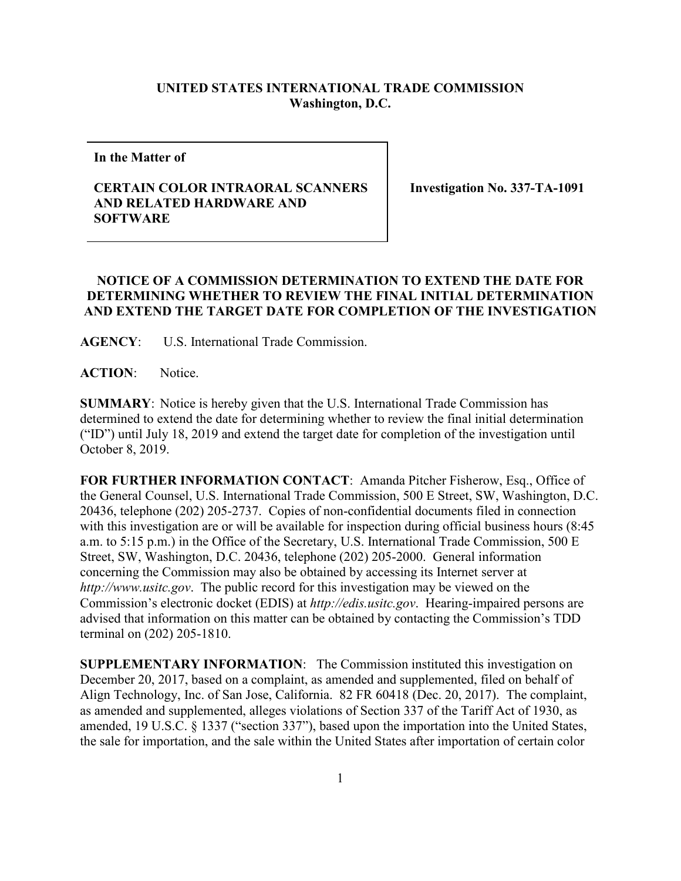**UNITED STATES INTERNATIONAL TRADE COMMISSION**
**Washington, D.C.**

| **In the Matter of** **CERTAIN COLOR INTRAORAL SCANNERS AND RELATED HARDWARE AND SOFTWARE** | **Investigation No. 337-TA-1091** |
| --- | --- |

## NOTICE OF A COMMISSION DETERMINATION TO EXTEND THE DATE FOR DETERMINING WHETHER TO REVIEW THE FINAL INITIAL DETERMINATION AND EXTEND THE TARGET DATE FOR COMPLETION OF THE INVESTIGATION

**AGENCY**: U.S. International Trade Commission.

**ACTION**: Notice.

**SUMMARY**: Notice is hereby given that the U.S. International Trade Commission has determined to extend the date for determining whether to review the final initial determination ("ID") until July 18, 2019 and extend the target date for completion of the investigation until October 8, 2019.

**FOR FURTHER INFORMATION CONTACT**: Amanda Pitcher Fisherow, Esq., Office of the General Counsel, U.S. International Trade Commission, 500 E Street, SW, Washington, D.C. 20436, telephone (202) 205-2737. Copies of non-confidential documents filed in connection with this investigation are or will be available for inspection during official business hours (8:45 a.m. to 5:15 p.m.) in the Office of the Secretary, U.S. International Trade Commission, 500 E Street, SW, Washington, D.C. 20436, telephone (202) 205-2000. General information concerning the Commission may also be obtained by accessing its Internet server at *http://www.usitc.gov*. The public record for this investigation may be viewed on the Commission's electronic docket (EDIS) at *http://edis.usitc.gov*. Hearing-impaired persons are advised that information on this matter can be obtained by contacting the Commission's TDD terminal on (202) 205-1810.

**SUPPLEMENTARY INFORMATION**: The Commission instituted this investigation on December 20, 2017, based on a complaint, as amended and supplemented, filed on behalf of Align Technology, Inc. of San Jose, California. 82 FR 60418 (Dec. 20, 2017). The complaint, as amended and supplemented, alleges violations of Section 337 of the Tariff Act of 1930, as amended, 19 U.S.C. § 1337 ("section 337"), based upon the importation into the United States, the sale for importation, and the sale within the United States after importation of certain color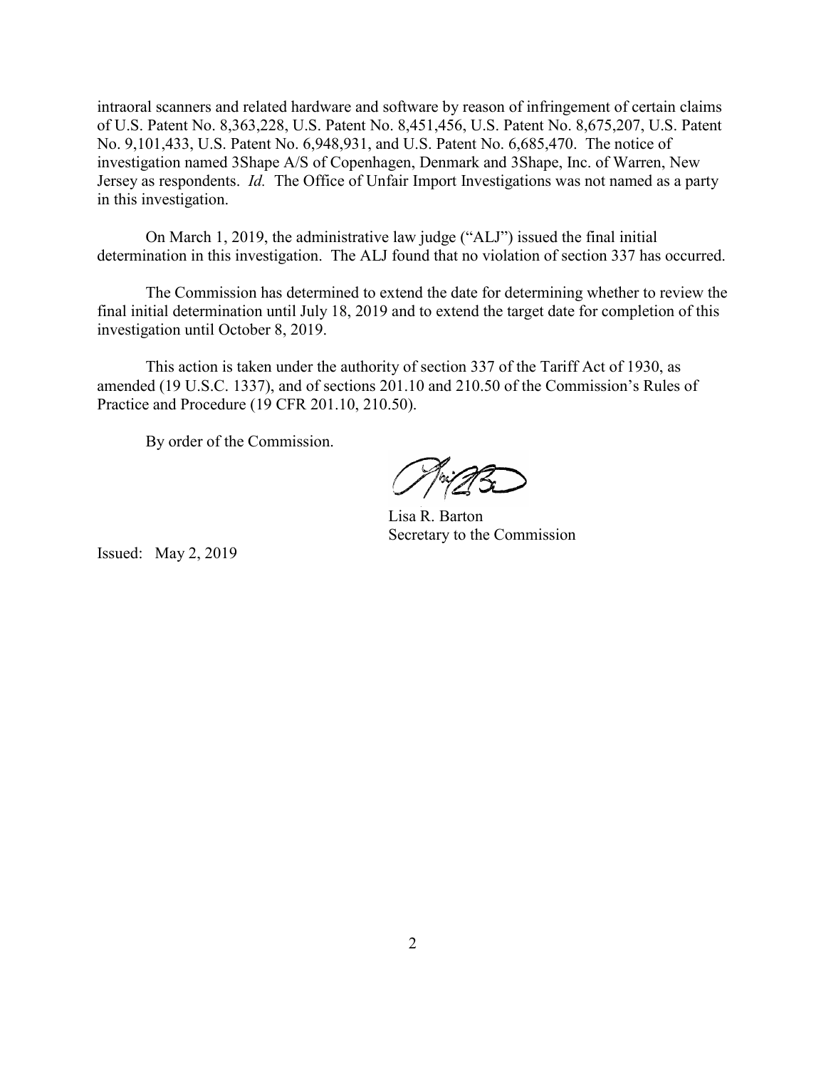intraoral scanners and related hardware and software by reason of infringement of certain claims of U.S. Patent No. 8,363,228, U.S. Patent No. 8,451,456, U.S. Patent No. 8,675,207, U.S. Patent No. 9,101,433, U.S. Patent No. 6,948,931, and U.S. Patent No. 6,685,470. The notice of investigation named 3Shape A/S of Copenhagen, Denmark and 3Shape, Inc. of Warren, New Jersey as respondents. *Id.* The Office of Unfair Import Investigations was not named as a party in this investigation.

On March 1, 2019, the administrative law judge ("ALJ") issued the final initial determination in this investigation. The ALJ found that no violation of section 337 has occurred.

The Commission has determined to extend the date for determining whether to review the final initial determination until July 18, 2019 and to extend the target date for completion of this investigation until October 8, 2019.

This action is taken under the authority of section 337 of the Tariff Act of 1930, as amended (19 U.S.C. 1337), and of sections 201.10 and 210.50 of the Commission's Rules of Practice and Procedure (19 CFR 201.10, 210.50).

By order of the Commission.

Lisa R. Barton
Secretary to the Commission

Issued: May 2, 2019